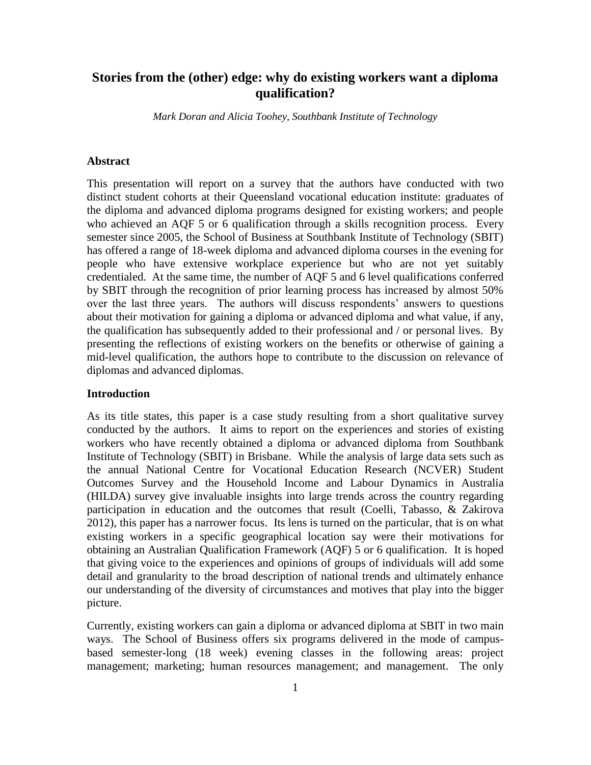# Stories from the (other) edge: why do existing workers want a diploma qualification?

*Mark Doran and Alicia Toohey, Southbank Institute of Technology*

## Abstract

This presentation will report on a survey that the authors have conducted with two distinct student cohorts at their Queensland vocational education institute: graduates of the diploma and advanced diploma programs designed for existing workers; and people who achieved an AQF 5 or 6 qualification through a skills recognition process. Every semester since 2005, the School of Business at Southbank Institute of Technology (SBIT) has offered a range of 18-week diploma and advanced diploma courses in the evening for people who have extensive workplace experience but who are not yet suitably credentialed. At the same time, the number of AQF 5 and 6 level qualifications conferred by SBIT through the recognition of prior learning process has increased by almost 50% over the last three years. The authors will discuss respondents' answers to questions about their motivation for gaining a diploma or advanced diploma and what value, if any, the qualification has subsequently added to their professional and / or personal lives. By presenting the reflections of existing workers on the benefits or otherwise of gaining a mid-level qualification, the authors hope to contribute to the discussion on relevance of diplomas and advanced diplomas.

## Introduction

As its title states, this paper is a case study resulting from a short qualitative survey conducted by the authors. It aims to report on the experiences and stories of existing workers who have recently obtained a diploma or advanced diploma from Southbank Institute of Technology (SBIT) in Brisbane. While the analysis of large data sets such as the annual National Centre for Vocational Education Research (NCVER) Student Outcomes Survey and the Household Income and Labour Dynamics in Australia (HILDA) survey give invaluable insights into large trends across the country regarding participation in education and the outcomes that result (Coelli, Tabasso, & Zakirova 2012), this paper has a narrower focus. Its lens is turned on the particular, that is on what existing workers in a specific geographical location say were their motivations for obtaining an Australian Qualification Framework (AQF) 5 or 6 qualification. It is hoped that giving voice to the experiences and opinions of groups of individuals will add some detail and granularity to the broad description of national trends and ultimately enhance our understanding of the diversity of circumstances and motives that play into the bigger picture.

Currently, existing workers can gain a diploma or advanced diploma at SBIT in two main ways. The School of Business offers six programs delivered in the mode of campus-based semester-long (18 week) evening classes in the following areas: project management; marketing; human resources management; and management. The only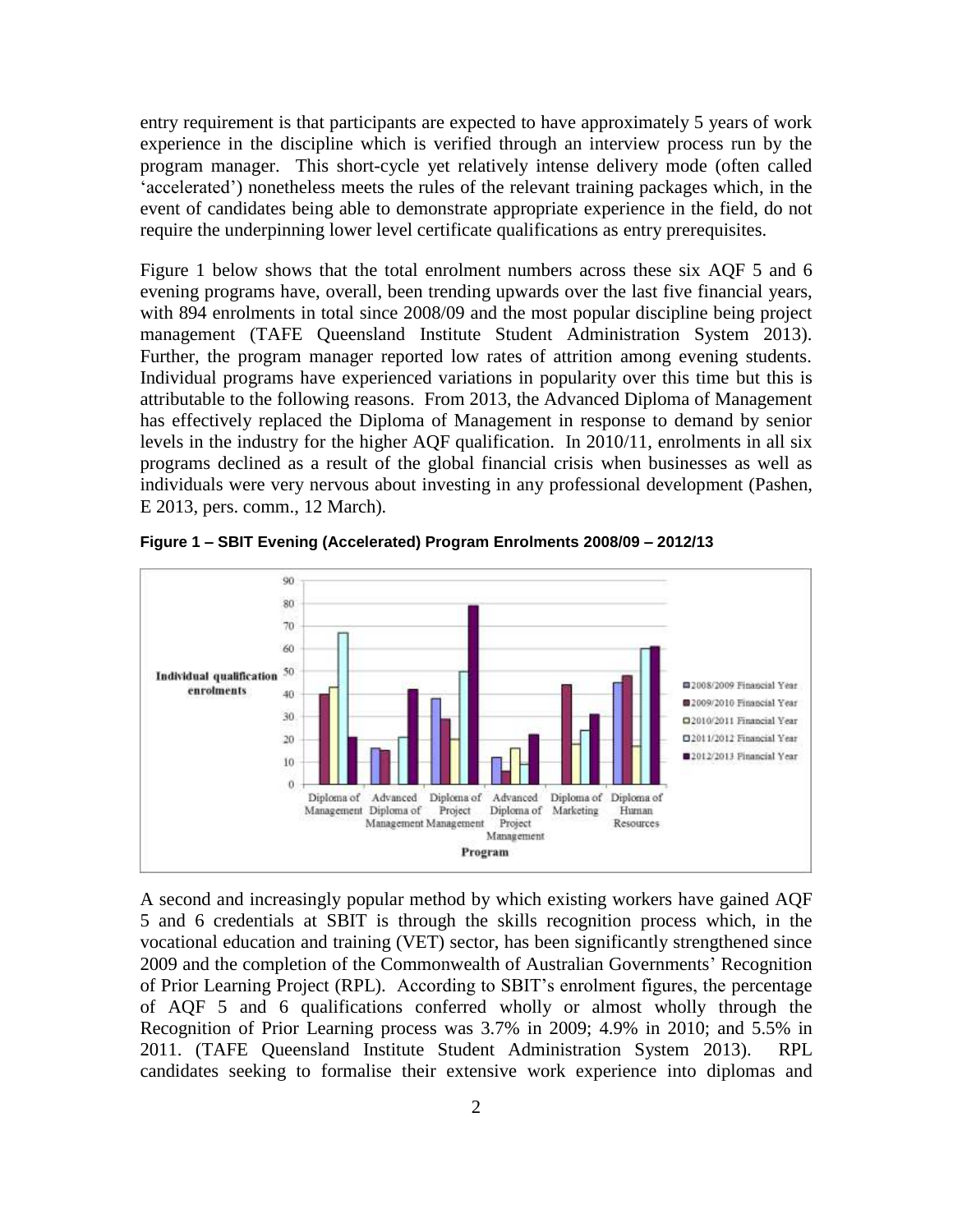entry requirement is that participants are expected to have approximately 5 years of work experience in the discipline which is verified through an interview process run by the program manager. This short-cycle yet relatively intense delivery mode (often called 'accelerated') nonetheless meets the rules of the relevant training packages which, in the event of candidates being able to demonstrate appropriate experience in the field, do not require the underpinning lower level certificate qualifications as entry prerequisites.

Figure 1 below shows that the total enrolment numbers across these six AQF 5 and 6 evening programs have, overall, been trending upwards over the last five financial years, with 894 enrolments in total since 2008/09 and the most popular discipline being project management (TAFE Queensland Institute Student Administration System 2013). Further, the program manager reported low rates of attrition among evening students. Individual programs have experienced variations in popularity over this time but this is attributable to the following reasons. From 2013, the Advanced Diploma of Management has effectively replaced the Diploma of Management in response to demand by senior levels in the industry for the higher AQF qualification. In 2010/11, enrolments in all six programs declined as a result of the global financial crisis when businesses as well as individuals were very nervous about investing in any professional development (Pashen, E 2013, pers. comm., 12 March).

**Figure 1 – SBIT Evening (Accelerated) Program Enrolments 2008/09 – 2012/13**

A second and increasingly popular method by which existing workers have gained AQF 5 and 6 credentials at SBIT is through the skills recognition process which, in the vocational education and training (VET) sector, has been significantly strengthened since 2009 and the completion of the Commonwealth of Australian Governments' Recognition of Prior Learning Project (RPL). According to SBIT's enrolment figures, the percentage of AQF 5 and 6 qualifications conferred wholly or almost wholly through the Recognition of Prior Learning process was 3.7% in 2009; 4.9% in 2010; and 5.5% in 2011. (TAFE Queensland Institute Student Administration System 2013). RPL candidates seeking to formalise their extensive work experience into diplomas and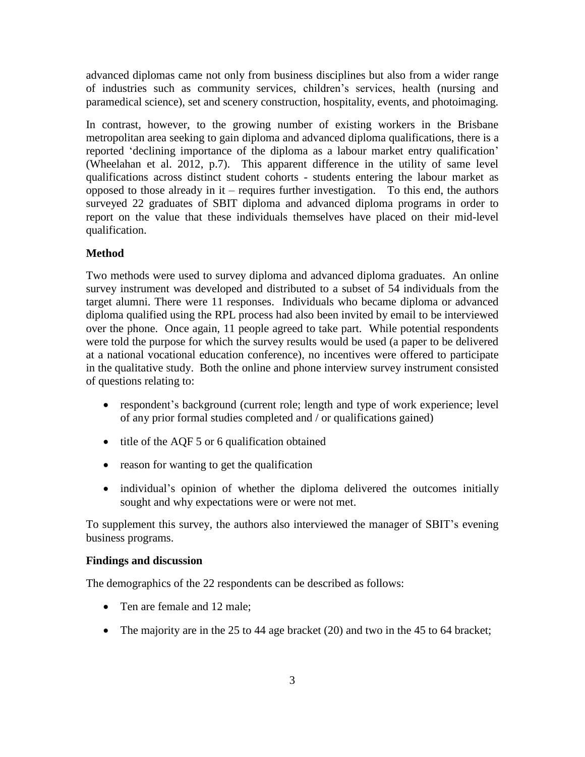advanced diplomas came not only from business disciplines but also from a wider range of industries such as community services, children's services, health (nursing and paramedical science), set and scenery construction, hospitality, events, and photoimaging.

In contrast, however, to the growing number of existing workers in the Brisbane metropolitan area seeking to gain diploma and advanced diploma qualifications, there is a reported 'declining importance of the diploma as a labour market entry qualification' (Wheelahan et al. 2012, p.7). This apparent difference in the utility of same level qualifications across distinct student cohorts - students entering the labour market as opposed to those already in it – requires further investigation. To this end, the authors surveyed 22 graduates of SBIT diploma and advanced diploma programs in order to report on the value that these individuals themselves have placed on their mid-level qualification.

## Method

Two methods were used to survey diploma and advanced diploma graduates. An online survey instrument was developed and distributed to a subset of 54 individuals from the target alumni. There were 11 responses. Individuals who became diploma or advanced diploma qualified using the RPL process had also been invited by email to be interviewed over the phone. Once again, 11 people agreed to take part. While potential respondents were told the purpose for which the survey results would be used (a paper to be delivered at a national vocational education conference), no incentives were offered to participate in the qualitative study. Both the online and phone interview survey instrument consisted of questions relating to:

- respondent's background (current role; length and type of work experience; level of any prior formal studies completed and / or qualifications gained)
- title of the AQF 5 or 6 qualification obtained
- reason for wanting to get the qualification
- individual's opinion of whether the diploma delivered the outcomes initially sought and why expectations were or were not met.

To supplement this survey, the authors also interviewed the manager of SBIT's evening business programs.

## Findings and discussion

The demographics of the 22 respondents can be described as follows:

- Ten are female and 12 male;
- The majority are in the 25 to 44 age bracket (20) and two in the 45 to 64 bracket;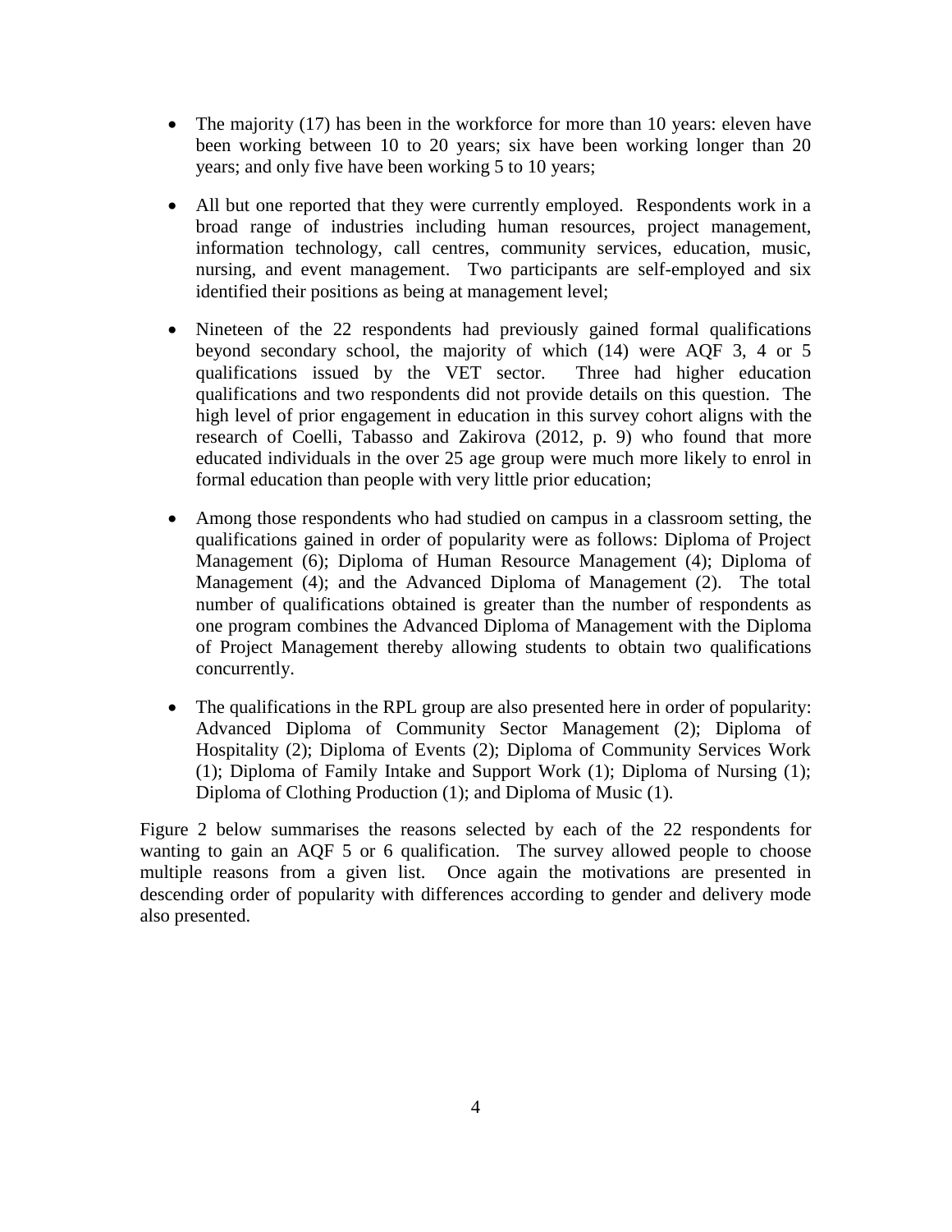- The majority (17) has been in the workforce for more than 10 years: eleven have been working between 10 to 20 years; six have been working longer than 20 years; and only five have been working 5 to 10 years;

- All but one reported that they were currently employed. Respondents work in a broad range of industries including human resources, project management, information technology, call centres, community services, education, music, nursing, and event management. Two participants are self-employed and six identified their positions as being at management level;

- Nineteen of the 22 respondents had previously gained formal qualifications beyond secondary school, the majority of which (14) were AQF 3, 4 or 5 qualifications issued by the VET sector. Three had higher education qualifications and two respondents did not provide details on this question. The high level of prior engagement in education in this survey cohort aligns with the research of Coelli, Tabasso and Zakirova (2012, p. 9) who found that more educated individuals in the over 25 age group were much more likely to enrol in formal education than people with very little prior education;

- Among those respondents who had studied on campus in a classroom setting, the qualifications gained in order of popularity were as follows: Diploma of Project Management (6); Diploma of Human Resource Management (4); Diploma of Management (4); and the Advanced Diploma of Management (2). The total number of qualifications obtained is greater than the number of respondents as one program combines the Advanced Diploma of Management with the Diploma of Project Management thereby allowing students to obtain two qualifications concurrently.

- The qualifications in the RPL group are also presented here in order of popularity: Advanced Diploma of Community Sector Management (2); Diploma of Hospitality (2); Diploma of Events (2); Diploma of Community Services Work (1); Diploma of Family Intake and Support Work (1); Diploma of Nursing (1); Diploma of Clothing Production (1); and Diploma of Music (1).

Figure 2 below summarises the reasons selected by each of the 22 respondents for wanting to gain an AQF 5 or 6 qualification. The survey allowed people to choose multiple reasons from a given list. Once again the motivations are presented in descending order of popularity with differences according to gender and delivery mode also presented.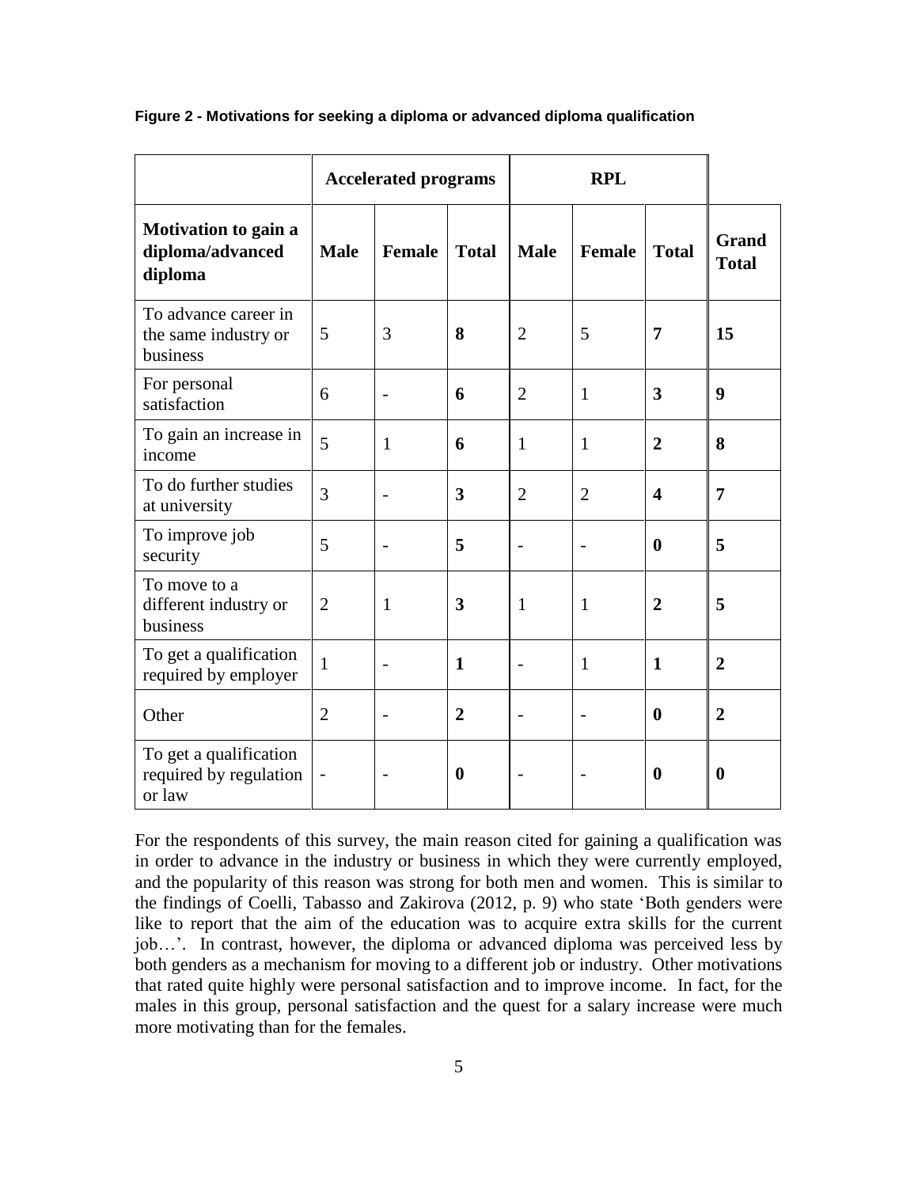**Figure 2 - Motivations for seeking a diploma or advanced diploma qualification**

| | Accelerated programs | | | RPL | | | |
|---|---|---|---|---|---|---|---|
| **Motivation to gain a diploma/advanced diploma** | **Male** | **Female** | **Total** | **Male** | **Female** | **Total** | **Grand Total** |
| To advance career in the same industry or business | 5 | 3 | **8** | 2 | 5 | **7** | **15** |
| For personal satisfaction | 6 | - | **6** | 2 | 1 | **3** | **9** |
| To gain an increase in income | 5 | 1 | **6** | 1 | 1 | **2** | **8** |
| To do further studies at university | 3 | - | **3** | 2 | 2 | **4** | **7** |
| To improve job security | 5 | - | **5** | - | - | **0** | **5** |
| To move to a different industry or business | 2 | 1 | **3** | 1 | 1 | **2** | **5** |
| To get a qualification required by employer | 1 | - | **1** | - | 1 | **1** | **2** |
| Other | 2 | - | **2** | - | - | **0** | **2** |
| To get a qualification required by regulation or law | - | - | **0** | - | - | **0** | **0** |

For the respondents of this survey, the main reason cited for gaining a qualification was in order to advance in the industry or business in which they were currently employed, and the popularity of this reason was strong for both men and women. This is similar to the findings of Coelli, Tabasso and Zakirova (2012, p. 9) who state 'Both genders were like to report that the aim of the education was to acquire extra skills for the current job…'. In contrast, however, the diploma or advanced diploma was perceived less by both genders as a mechanism for moving to a different job or industry. Other motivations that rated quite highly were personal satisfaction and to improve income. In fact, for the males in this group, personal satisfaction and the quest for a salary increase were much more motivating than for the females.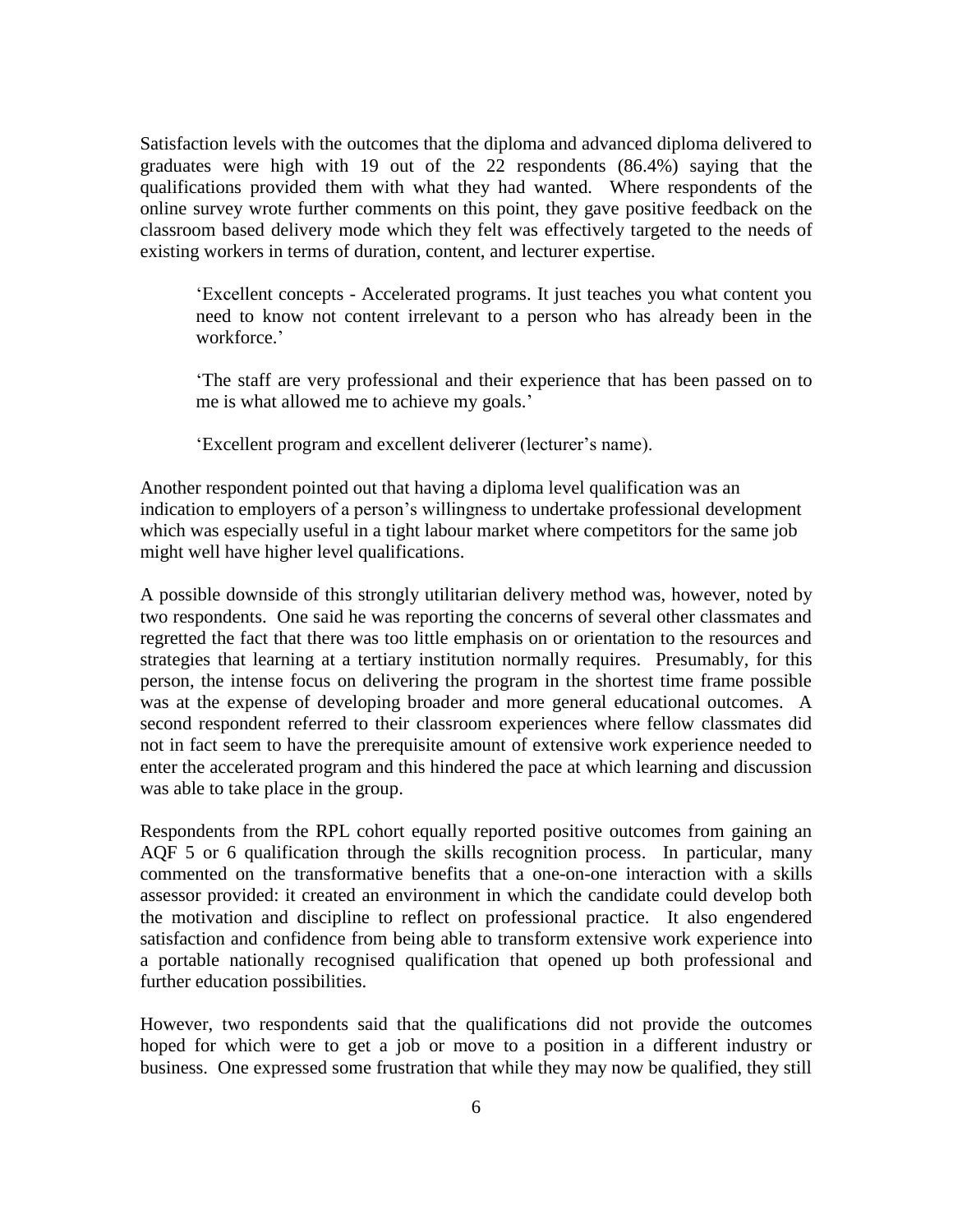Satisfaction levels with the outcomes that the diploma and advanced diploma delivered to graduates were high with 19 out of the 22 respondents (86.4%) saying that the qualifications provided them with what they had wanted. Where respondents of the online survey wrote further comments on this point, they gave positive feedback on the classroom based delivery mode which they felt was effectively targeted to the needs of existing workers in terms of duration, content, and lecturer expertise.

> 'Excellent concepts - Accelerated programs. It just teaches you what content you need to know not content irrelevant to a person who has already been in the workforce.'
>
> 'The staff are very professional and their experience that has been passed on to me is what allowed me to achieve my goals.'
>
> 'Excellent program and excellent deliverer (lecturer's name).

Another respondent pointed out that having a diploma level qualification was an indication to employers of a person's willingness to undertake professional development which was especially useful in a tight labour market where competitors for the same job might well have higher level qualifications.

A possible downside of this strongly utilitarian delivery method was, however, noted by two respondents. One said he was reporting the concerns of several other classmates and regretted the fact that there was too little emphasis on or orientation to the resources and strategies that learning at a tertiary institution normally requires. Presumably, for this person, the intense focus on delivering the program in the shortest time frame possible was at the expense of developing broader and more general educational outcomes. A second respondent referred to their classroom experiences where fellow classmates did not in fact seem to have the prerequisite amount of extensive work experience needed to enter the accelerated program and this hindered the pace at which learning and discussion was able to take place in the group.

Respondents from the RPL cohort equally reported positive outcomes from gaining an AQF 5 or 6 qualification through the skills recognition process. In particular, many commented on the transformative benefits that a one-on-one interaction with a skills assessor provided: it created an environment in which the candidate could develop both the motivation and discipline to reflect on professional practice. It also engendered satisfaction and confidence from being able to transform extensive work experience into a portable nationally recognised qualification that opened up both professional and further education possibilities.

However, two respondents said that the qualifications did not provide the outcomes hoped for which were to get a job or move to a position in a different industry or business. One expressed some frustration that while they may now be qualified, they still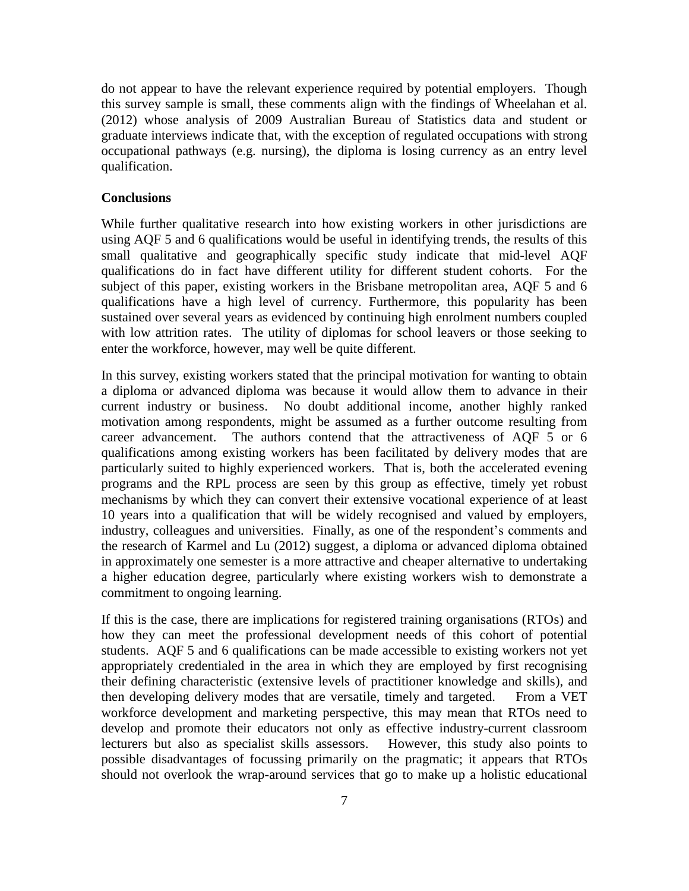do not appear to have the relevant experience required by potential employers. Though this survey sample is small, these comments align with the findings of Wheelahan et al. (2012) whose analysis of 2009 Australian Bureau of Statistics data and student or graduate interviews indicate that, with the exception of regulated occupations with strong occupational pathways (e.g. nursing), the diploma is losing currency as an entry level qualification.

## Conclusions

While further qualitative research into how existing workers in other jurisdictions are using AQF 5 and 6 qualifications would be useful in identifying trends, the results of this small qualitative and geographically specific study indicate that mid-level AQF qualifications do in fact have different utility for different student cohorts. For the subject of this paper, existing workers in the Brisbane metropolitan area, AQF 5 and 6 qualifications have a high level of currency. Furthermore, this popularity has been sustained over several years as evidenced by continuing high enrolment numbers coupled with low attrition rates. The utility of diplomas for school leavers or those seeking to enter the workforce, however, may well be quite different.

In this survey, existing workers stated that the principal motivation for wanting to obtain a diploma or advanced diploma was because it would allow them to advance in their current industry or business. No doubt additional income, another highly ranked motivation among respondents, might be assumed as a further outcome resulting from career advancement. The authors contend that the attractiveness of AQF 5 or 6 qualifications among existing workers has been facilitated by delivery modes that are particularly suited to highly experienced workers. That is, both the accelerated evening programs and the RPL process are seen by this group as effective, timely yet robust mechanisms by which they can convert their extensive vocational experience of at least 10 years into a qualification that will be widely recognised and valued by employers, industry, colleagues and universities. Finally, as one of the respondent's comments and the research of Karmel and Lu (2012) suggest, a diploma or advanced diploma obtained in approximately one semester is a more attractive and cheaper alternative to undertaking a higher education degree, particularly where existing workers wish to demonstrate a commitment to ongoing learning.

If this is the case, there are implications for registered training organisations (RTOs) and how they can meet the professional development needs of this cohort of potential students. AQF 5 and 6 qualifications can be made accessible to existing workers not yet appropriately credentialed in the area in which they are employed by first recognising their defining characteristic (extensive levels of practitioner knowledge and skills), and then developing delivery modes that are versatile, timely and targeted. From a VET workforce development and marketing perspective, this may mean that RTOs need to develop and promote their educators not only as effective industry-current classroom lecturers but also as specialist skills assessors. However, this study also points to possible disadvantages of focussing primarily on the pragmatic; it appears that RTOs should not overlook the wrap-around services that go to make up a holistic educational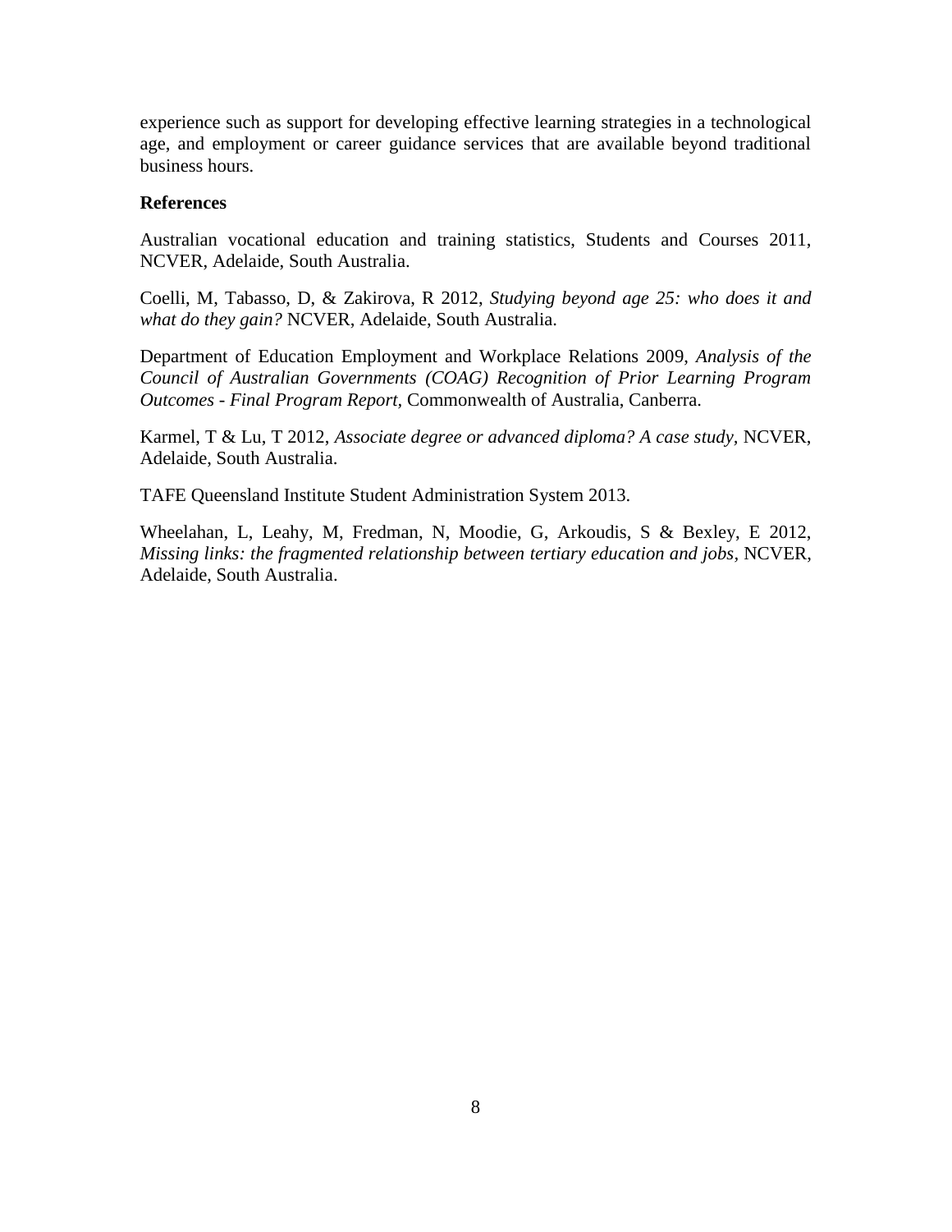experience such as support for developing effective learning strategies in a technological age, and employment or career guidance services that are available beyond traditional business hours.

**References**

Australian vocational education and training statistics, Students and Courses 2011, NCVER, Adelaide, South Australia.

Coelli, M, Tabasso, D, & Zakirova, R 2012, *Studying beyond age 25: who does it and what do they gain?* NCVER, Adelaide, South Australia.

Department of Education Employment and Workplace Relations 2009, *Analysis of the Council of Australian Governments (COAG) Recognition of Prior Learning Program Outcomes - Final Program Report*, Commonwealth of Australia, Canberra.

Karmel, T & Lu, T 2012, *Associate degree or advanced diploma? A case study*, NCVER, Adelaide, South Australia.

TAFE Queensland Institute Student Administration System 2013.

Wheelahan, L, Leahy, M, Fredman, N, Moodie, G, Arkoudis, S & Bexley, E 2012, *Missing links: the fragmented relationship between tertiary education and jobs*, NCVER, Adelaide, South Australia.